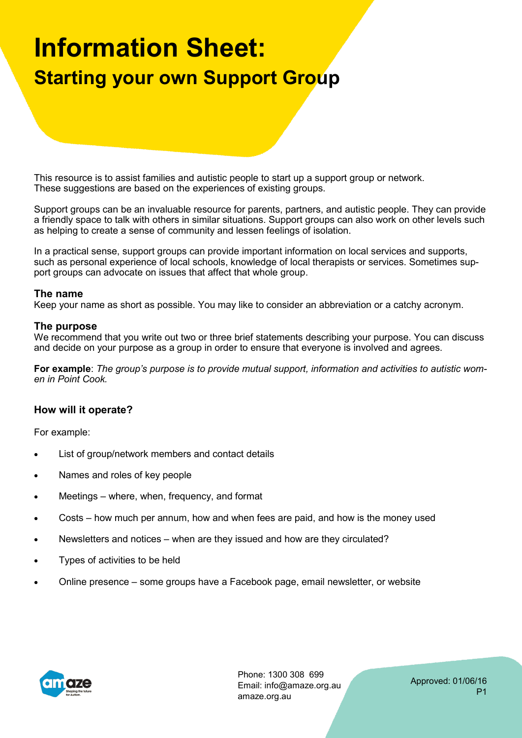# Information Sheet:
## Starting your own Support Group

This resource is to assist families and autistic people to start up a support group or network. These suggestions are based on the experiences of existing groups.

Support groups can be an invaluable resource for parents, partners, and autistic people. They can provide a friendly space to talk with others in similar situations. Support groups can also work on other levels such as helping to create a sense of community and lessen feelings of isolation.

In a practical sense, support groups can provide important information on local services and supports, such as personal experience of local schools, knowledge of local therapists or services. Sometimes support groups can advocate on issues that affect that whole group.

### The name

Keep your name as short as possible. You may like to consider an abbreviation or a catchy acronym.

### The purpose

We recommend that you write out two or three brief statements describing your purpose. You can discuss and decide on your purpose as a group in order to ensure that everyone is involved and agrees.

**For example**: *The group's purpose is to provide mutual support, information and activities to autistic women in Point Cook.*

### How will it operate?

For example:

- List of group/network members and contact details
- Names and roles of key people
- Meetings – where, when, frequency, and format
- Costs – how much per annum, how and when fees are paid, and how is the money used
- Newsletters and notices – when are they issued and how are they circulated?
- Types of activities to be held
- Online presence – some groups have a Facebook page, email newsletter, or website

Phone: 1300 308 699
Email: info@amaze.org.au
amaze.org.au

Approved: 01/06/16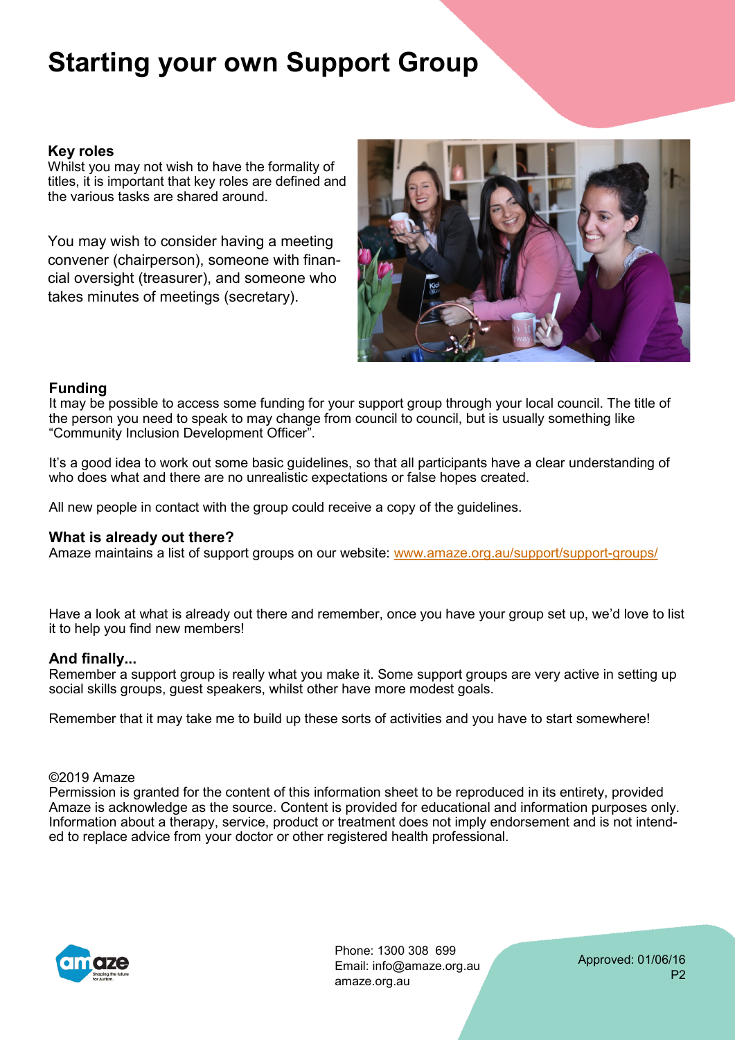# Starting your own Support Group

**Key roles**

Whilst you may not wish to have the formality of titles, it is important that key roles are defined and the various tasks are shared around.

You may wish to consider having a meeting convener (chairperson), someone with financial oversight (treasurer), and someone who takes minutes of meetings (secretary).

**Funding**

It may be possible to access some funding for your support group through your local council. The title of the person you need to speak to may change from council to council, but is usually something like "Community Inclusion Development Officer".

It's a good idea to work out some basic guidelines, so that all participants have a clear understanding of who does what and there are no unrealistic expectations or false hopes created.

All new people in contact with the group could receive a copy of the guidelines.

**What is already out there?**

Amaze maintains a list of support groups on our website: www.amaze.org.au/support/support-groups/

Have a look at what is already out there and remember, once you have your group set up, we'd love to list it to help you find new members!

**And finally...**

Remember a support group is really what you make it. Some support groups are very active in setting up social skills groups, guest speakers, whilst other have more modest goals.

Remember that it may take me to build up these sorts of activities and you have to start somewhere!

©2019 Amaze

Permission is granted for the content of this information sheet to be reproduced in its entirety, provided Amaze is acknowledge as the source. Content is provided for educational and information purposes only. Information about a therapy, service, product or treatment does not imply endorsement and is not intended to replace advice from your doctor or other registered health professional.

Phone: 1300 308 699
Email: info@amaze.org.au
amaze.org.au

Approved: 01/06/16